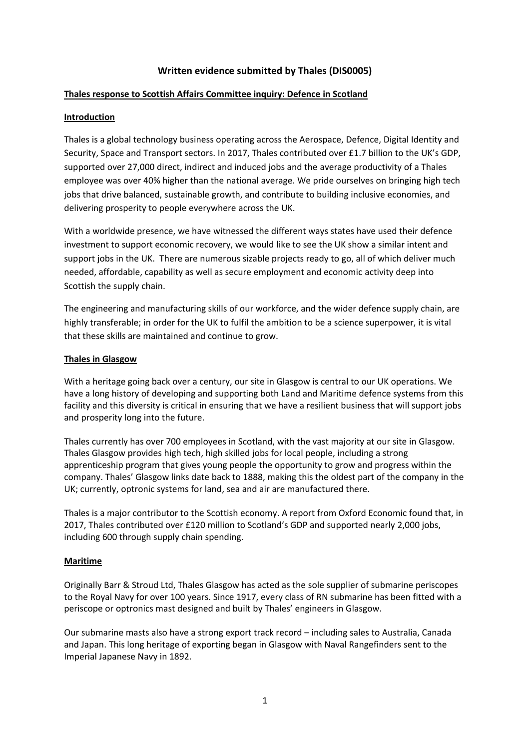# Written evidence submitted by Thales (DIS0005)

## Thales response to Scottish Affairs Committee inquiry: Defence in Scotland

### Introduction

Thales is a global technology business operating across the Aerospace, Defence, Digital Identity and Security, Space and Transport sectors. In 2017, Thales contributed over £1.7 billion to the UK's GDP, supported over 27,000 direct, indirect and induced jobs and the average productivity of a Thales employee was over 40% higher than the national average. We pride ourselves on bringing high tech jobs that drive balanced, sustainable growth, and contribute to building inclusive economies, and delivering prosperity to people everywhere across the UK.

With a worldwide presence, we have witnessed the different ways states have used their defence investment to support economic recovery, we would like to see the UK show a similar intent and support jobs in the UK. There are numerous sizable projects ready to go, all of which deliver much needed, affordable, capability as well as secure employment and economic activity deep into Scottish the supply chain.

The engineering and manufacturing skills of our workforce, and the wider defence supply chain, are highly transferable; in order for the UK to fulfil the ambition to be a science superpower, it is vital that these skills are maintained and continue to grow.

### Thales in Glasgow

With a heritage going back over a century, our site in Glasgow is central to our UK operations. We have a long history of developing and supporting both Land and Maritime defence systems from this facility and this diversity is critical in ensuring that we have a resilient business that will support jobs and prosperity long into the future.

Thales currently has over 700 employees in Scotland, with the vast majority at our site in Glasgow. Thales Glasgow provides high tech, high skilled jobs for local people, including a strong apprenticeship program that gives young people the opportunity to grow and progress within the company. Thales' Glasgow links date back to 1888, making this the oldest part of the company in the UK; currently, optronic systems for land, sea and air are manufactured there.

Thales is a major contributor to the Scottish economy. A report from Oxford Economic found that, in 2017, Thales contributed over £120 million to Scotland's GDP and supported nearly 2,000 jobs, including 600 through supply chain spending.

### Maritime

Originally Barr & Stroud Ltd, Thales Glasgow has acted as the sole supplier of submarine periscopes to the Royal Navy for over 100 years. Since 1917, every class of RN submarine has been fitted with a periscope or optronics mast designed and built by Thales' engineers in Glasgow.

Our submarine masts also have a strong export track record – including sales to Australia, Canada and Japan. This long heritage of exporting began in Glasgow with Naval Rangefinders sent to the Imperial Japanese Navy in 1892.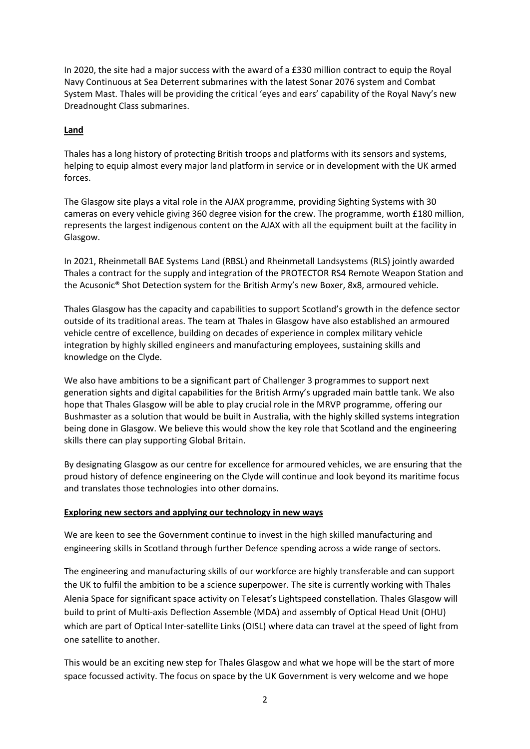In 2020, the site had a major success with the award of a £330 million contract to equip the Royal Navy Continuous at Sea Deterrent submarines with the latest Sonar 2076 system and Combat System Mast. Thales will be providing the critical 'eyes and ears' capability of the Royal Navy's new Dreadnought Class submarines.

**Land**

Thales has a long history of protecting British troops and platforms with its sensors and systems, helping to equip almost every major land platform in service or in development with the UK armed forces.

The Glasgow site plays a vital role in the AJAX programme, providing Sighting Systems with 30 cameras on every vehicle giving 360 degree vision for the crew. The programme, worth £180 million, represents the largest indigenous content on the AJAX with all the equipment built at the facility in Glasgow.

In 2021, Rheinmetall BAE Systems Land (RBSL) and Rheinmetall Landsystems (RLS) jointly awarded Thales a contract for the supply and integration of the PROTECTOR RS4 Remote Weapon Station and the Acusonic® Shot Detection system for the British Army's new Boxer, 8x8, armoured vehicle.

Thales Glasgow has the capacity and capabilities to support Scotland's growth in the defence sector outside of its traditional areas. The team at Thales in Glasgow have also established an armoured vehicle centre of excellence, building on decades of experience in complex military vehicle integration by highly skilled engineers and manufacturing employees, sustaining skills and knowledge on the Clyde.

We also have ambitions to be a significant part of Challenger 3 programmes to support next generation sights and digital capabilities for the British Army's upgraded main battle tank. We also hope that Thales Glasgow will be able to play crucial role in the MRVP programme, offering our Bushmaster as a solution that would be built in Australia, with the highly skilled systems integration being done in Glasgow. We believe this would show the key role that Scotland and the engineering skills there can play supporting Global Britain.

By designating Glasgow as our centre for excellence for armoured vehicles, we are ensuring that the proud history of defence engineering on the Clyde will continue and look beyond its maritime focus and translates those technologies into other domains.

**Exploring new sectors and applying our technology in new ways**

We are keen to see the Government continue to invest in the high skilled manufacturing and engineering skills in Scotland through further Defence spending across a wide range of sectors.

The engineering and manufacturing skills of our workforce are highly transferable and can support the UK to fulfil the ambition to be a science superpower. The site is currently working with Thales Alenia Space for significant space activity on Telesat's Lightspeed constellation. Thales Glasgow will build to print of Multi-axis Deflection Assemble (MDA) and assembly of Optical Head Unit (OHU) which are part of Optical Inter-satellite Links (OISL) where data can travel at the speed of light from one satellite to another.

This would be an exciting new step for Thales Glasgow and what we hope will be the start of more space focussed activity. The focus on space by the UK Government is very welcome and we hope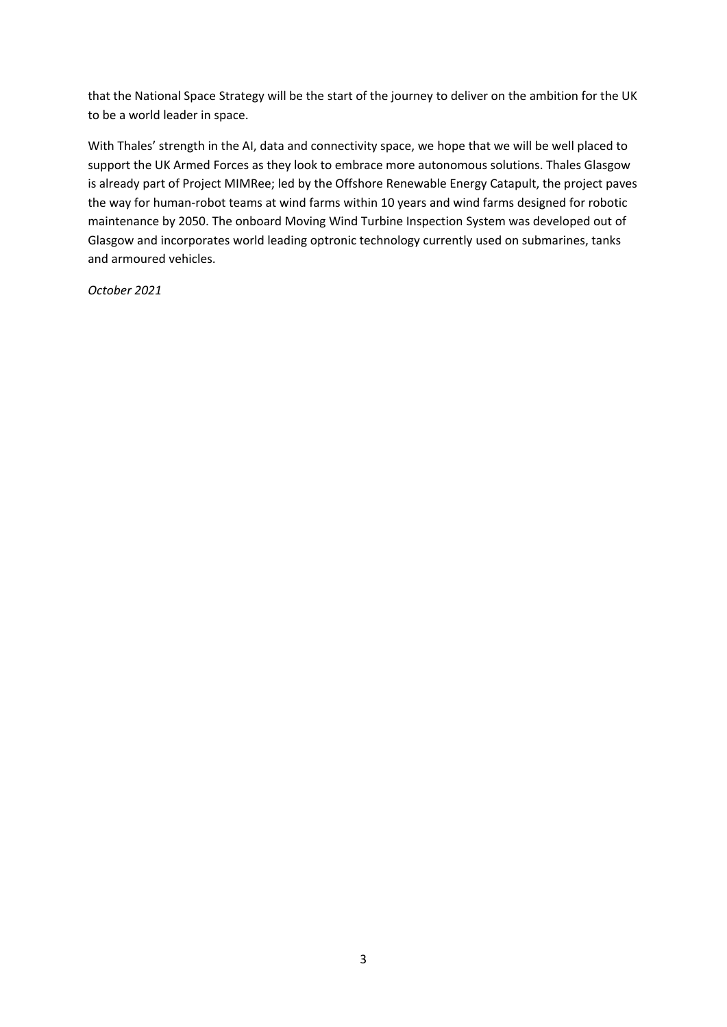that the National Space Strategy will be the start of the journey to deliver on the ambition for the UK to be a world leader in space.

With Thales' strength in the AI, data and connectivity space, we hope that we will be well placed to support the UK Armed Forces as they look to embrace more autonomous solutions. Thales Glasgow is already part of Project MIMRee; led by the Offshore Renewable Energy Catapult, the project paves the way for human-robot teams at wind farms within 10 years and wind farms designed for robotic maintenance by 2050. The onboard Moving Wind Turbine Inspection System was developed out of Glasgow and incorporates world leading optronic technology currently used on submarines, tanks and armoured vehicles.

*October 2021*